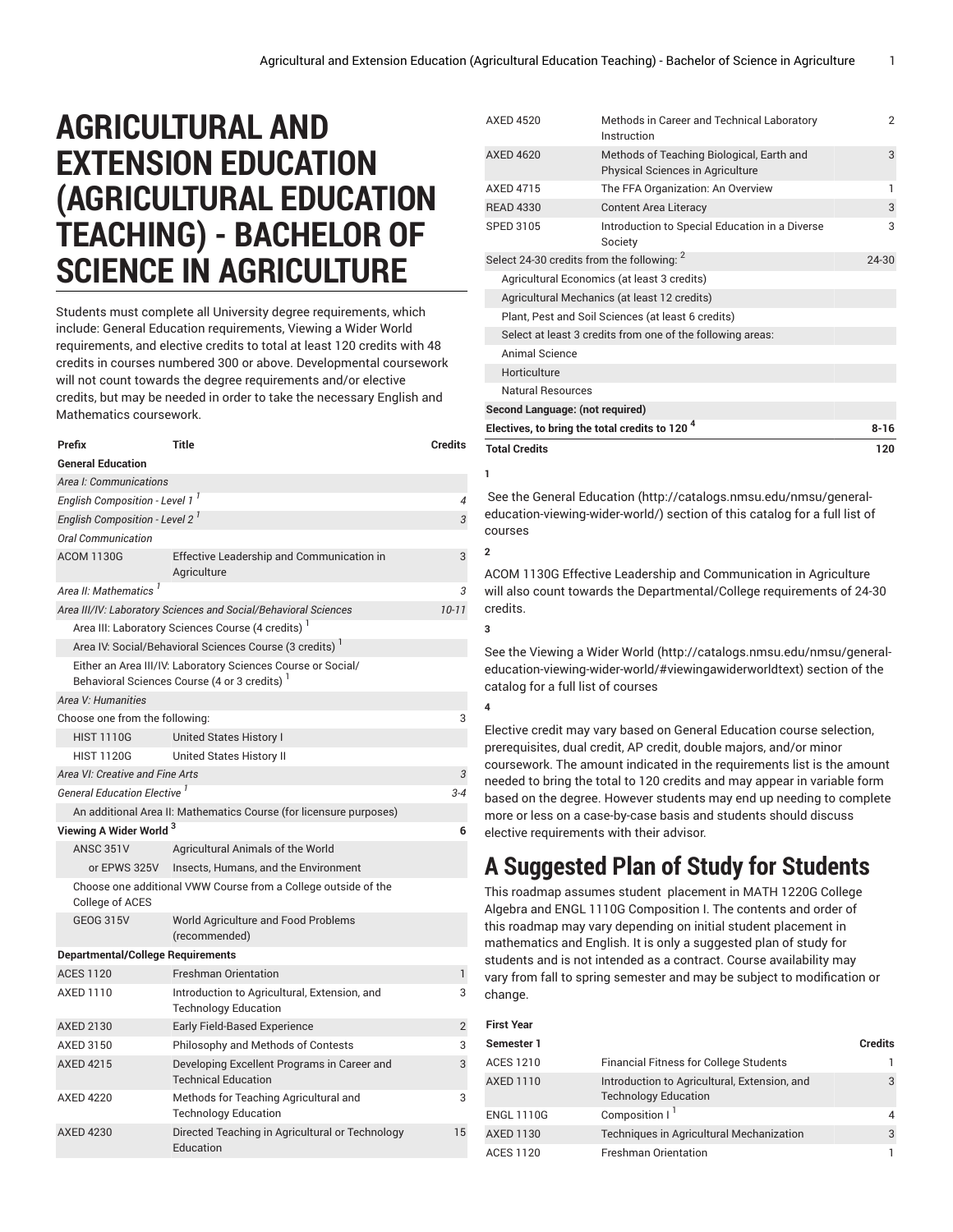# AGRICULTURAL AND EXTENSION EDUCATION (AGRICULTURAL EDUCATION TEACHING) - BACHELOR OF SCIENCE IN AGRICULTURE

Students must complete all University degree requirements, which include: General Education requirements, Viewing a Wider World requirements, and elective credits to total at least 120 credits with 48 credits in courses numbered 300 or above. Developmental coursework will not count towards the degree requirements and/or elective credits, but may be needed in order to take the necessary English and Mathematics coursework.

| Prefix | Title | Credits |
|---|---|---|
| **General Education** | | |
| *Area I: Communications* | | |
| *English Composition - Level 1* [1] | | *4* |
| *English Composition - Level 2* [1] | | *3* |
| *Oral Communication* | | |
| ACOM 1130G | Effective Leadership and Communication in Agriculture | 3 |
| *Area II: Mathematics* [1] | | *3* |
| *Area III/IV: Laboratory Sciences and Social/Behavioral Sciences* | | *10-11* |
| Area III: Laboratory Sciences Course (4 credits) [1] | | |
| Area IV: Social/Behavioral Sciences Course (3 credits) [1] | | |
| Either an Area III/IV: Laboratory Sciences Course or Social/Behavioral Sciences Course (4 or 3 credits) [1] | | |
| *Area V: Humanities* | | |
| Choose one from the following: | | 3 |
| HIST 1110G | United States History I | |
| HIST 1120G | United States History II | |
| *Area VI: Creative and Fine Arts* | | *3* |
| *General Education Elective* [1] | | *3-4* |
| An additional Area II: Mathematics Course (for licensure purposes) | | |
| **Viewing A Wider World** [3] | | **6** |
| ANSC 351V | Agricultural Animals of the World | |
| or EPWS 325V | Insects, Humans, and the Environment | |
| Choose one additional VWW Course from a College outside of the College of ACES | | |
| GEOG 315V | World Agriculture and Food Problems (recommended) | |
| **Departmental/College Requirements** | | |
| ACES 1120 | Freshman Orientation | 1 |
| AXED 1110 | Introduction to Agricultural, Extension, and Technology Education | 3 |
| AXED 2130 | Early Field-Based Experience | 2 |
| AXED 3150 | Philosophy and Methods of Contests | 3 |
| AXED 4215 | Developing Excellent Programs in Career and Technical Education | 3 |
| AXED 4220 | Methods for Teaching Agricultural and Technology Education | 3 |
| AXED 4230 | Directed Teaching in Agricultural or Technology Education | 15 |
| AXED 4520 | Methods in Career and Technical Laboratory Instruction | 2 |
| AXED 4620 | Methods of Teaching Biological, Earth and Physical Sciences in Agriculture | 3 |
| AXED 4715 | The FFA Organization: An Overview | 1 |
| READ 4330 | Content Area Literacy | 3 |
| SPED 3105 | Introduction to Special Education in a Diverse Society | 3 |
| Select 24-30 credits from the following: [2] | | 24-30 |
| Agricultural Economics (at least 3 credits) | | |
| Agricultural Mechanics (at least 12 credits) | | |
| Plant, Pest and Soil Sciences (at least 6 credits) | | |
| Select at least 3 credits from one of the following areas: | | |
| Animal Science | | |
| Horticulture | | |
| Natural Resources | | |
| **Second Language: (not required)** | | |
| **Electives, to bring the total credits to 120** [4] | | **8-16** |
| **Total Credits** | | **120** |

**1**

See the General Education (http://catalogs.nmsu.edu/nmsu/general-education-viewing-wider-world/) section of this catalog for a full list of courses

**2**

ACOM 1130G Effective Leadership and Communication in Agriculture will also count towards the Departmental/College requirements of 24-30 credits.

**3**

See the Viewing a Wider World (http://catalogs.nmsu.edu/nmsu/general-education-viewing-wider-world/#viewingawiderworldtext) section of the catalog for a full list of courses

**4**

Elective credit may vary based on General Education course selection, prerequisites, dual credit, AP credit, double majors, and/or minor coursework. The amount indicated in the requirements list is the amount needed to bring the total to 120 credits and may appear in variable form based on the degree. However students may end up needing to complete more or less on a case-by-case basis and students should discuss elective requirements with their advisor.

## A Suggested Plan of Study for Students

This roadmap assumes student placement in MATH 1220G College Algebra and ENGL 1110G Composition I. The contents and order of this roadmap may vary depending on initial student placement in mathematics and English. It is only a suggested plan of study for students and is not intended as a contract. Course availability may vary from fall to spring semester and may be subject to modification or change.

| First Year | | |
|---|---|---|
| **Semester 1** | | **Credits** |
| ACES 1210 | Financial Fitness for College Students | 1 |
| AXED 1110 | Introduction to Agricultural, Extension, and Technology Education | 3 |
| ENGL 1110G | Composition I [1] | 4 |
| AXED 1130 | Techniques in Agricultural Mechanization | 3 |
| ACES 1120 | Freshman Orientation | 1 |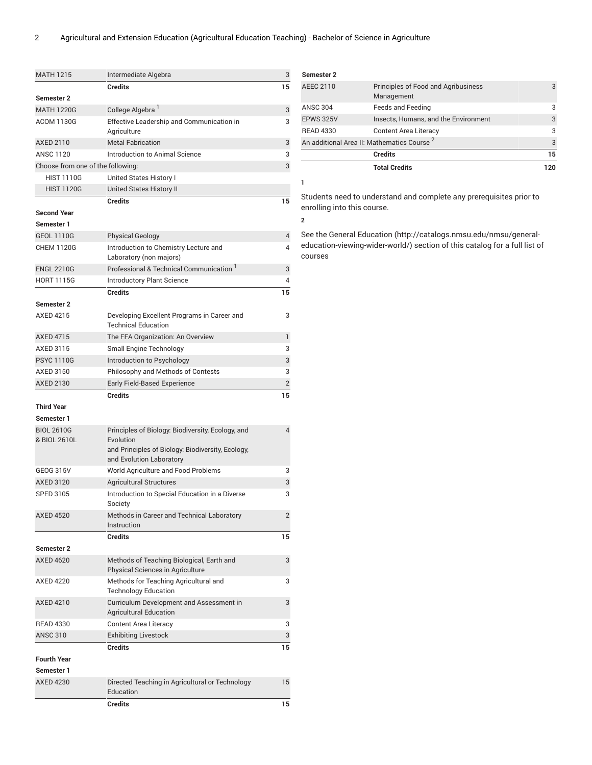| | | |
|---|---|---|
| MATH 1215 | Intermediate Algebra | 3 |
| | **Credits** | **15** |
| **Semester 2** | | |
| MATH 1220G | College Algebra [1] | 3 |
| ACOM 1130G | Effective Leadership and Communication in Agriculture | 3 |
| AXED 2110 | Metal Fabrication | 3 |
| ANSC 1120 | Introduction to Animal Science | 3 |
| Choose from one of the following: | | 3 |
| HIST 1110G | United States History I | |
| HIST 1120G | United States History II | |
| | **Credits** | **15** |
| **Second Year** | | |
| **Semester 1** | | |
| GEOL 1110G | Physical Geology | 4 |
| CHEM 1120G | Introduction to Chemistry Lecture and Laboratory (non majors) | 4 |
| ENGL 2210G | Professional & Technical Communication [1] | 3 |
| HORT 1115G | Introductory Plant Science | 4 |
| | **Credits** | **15** |
| **Semester 2** | | |
| AXED 4215 | Developing Excellent Programs in Career and Technical Education | 3 |
| AXED 4715 | The FFA Organization: An Overview | 1 |
| AXED 3115 | Small Engine Technology | 3 |
| PSYC 1110G | Introduction to Psychology | 3 |
| AXED 3150 | Philosophy and Methods of Contests | 3 |
| AXED 2130 | Early Field-Based Experience | 2 |
| | **Credits** | **15** |
| **Third Year** | | |
| **Semester 1** | | |
| BIOL 2610G & BIOL 2610L | Principles of Biology: Biodiversity, Ecology, and Evolution and Principles of Biology: Biodiversity, Ecology, and Evolution Laboratory | 4 |
| GEOG 315V | World Agriculture and Food Problems | 3 |
| AXED 3120 | Agricultural Structures | 3 |
| SPED 3105 | Introduction to Special Education in a Diverse Society | 3 |
| AXED 4520 | Methods in Career and Technical Laboratory Instruction | 2 |
| | **Credits** | **15** |
| **Semester 2** | | |
| AXED 4620 | Methods of Teaching Biological, Earth and Physical Sciences in Agriculture | 3 |
| AXED 4220 | Methods for Teaching Agricultural and Technology Education | 3 |
| AXED 4210 | Curriculum Development and Assessment in Agricultural Education | 3 |
| READ 4330 | Content Area Literacy | 3 |
| ANSC 310 | Exhibiting Livestock | 3 |
| | **Credits** | **15** |
| **Fourth Year** | | |
| **Semester 1** | | |
| AXED 4230 | Directed Teaching in Agricultural or Technology Education | 15 |
| | **Credits** | **15** |
| **Semester 2** | | |
| AEEC 2110 | Principles of Food and Agribusiness Management | 3 |
| ANSC 304 | Feeds and Feeding | 3 |
| EPWS 325V | Insects, Humans, and the Environment | 3 |
| READ 4330 | Content Area Literacy | 3 |
| An additional Area II: Mathematics Course [2] | | 3 |
| | **Credits** | **15** |
| | **Total Credits** | **120** |

**1**

Students need to understand and complete any prerequisites prior to enrolling into this course.

**2**

See the General Education (http://catalogs.nmsu.edu/nmsu/general-education-viewing-wider-world/) section of this catalog for a full list of courses